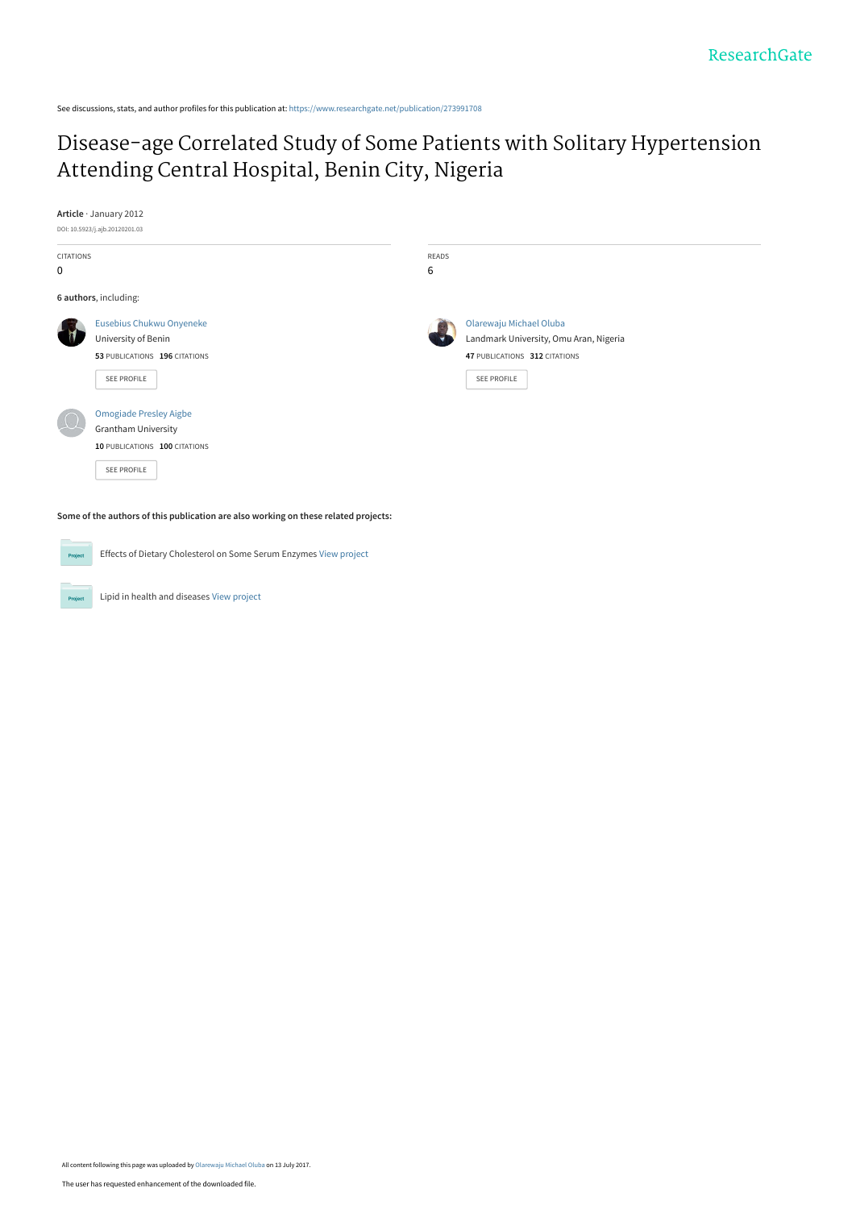See discussions, stats, and author profiles for this publication at: https://www.researchgate.net/publication/273991708

# Disease-age Correlated Study of Some Patients with Solitary Hypertension Attending Central Hospital, Benin City, Nigeria

**Article** · January 2012

DOI: 10.5923/j.ajb.20120201.03

CITATIONS
0

READS
6

**6 authors**, including:

Eusebius Chukwu Onyeneke
University of Benin
**53** PUBLICATIONS **196** CITATIONS

SEE PROFILE

Olarewaju Michael Oluba
Landmark University, Omu Aran, Nigeria
**47** PUBLICATIONS **312** CITATIONS

SEE PROFILE

Omogiade Presley Aigbe
Grantham University
**10** PUBLICATIONS **100** CITATIONS

SEE PROFILE

**Some of the authors of this publication are also working on these related projects:**

Effects of Dietary Cholesterol on Some Serum Enzymes View project

Lipid in health and diseases View project

All content following this page was uploaded by Olarewaju Michael Oluba on 13 July 2017.

The user has requested enhancement of the downloaded file.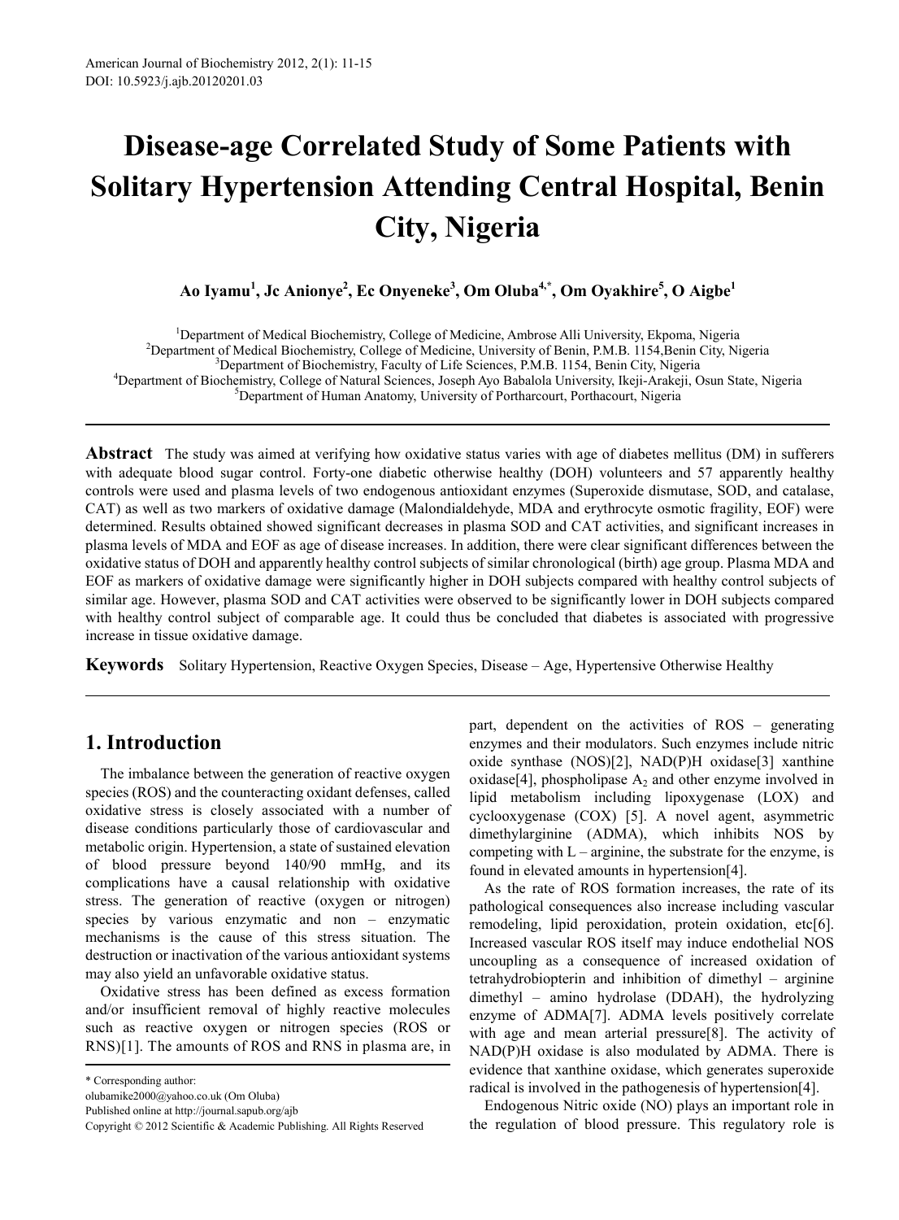# Disease-age Correlated Study of Some Patients with Solitary Hypertension Attending Central Hospital, Benin City, Nigeria

**Ao Iyamu[1], Jc Anionye[2], Ec Onyeneke[3], Om Oluba[4,*], Om Oyakhire[5], O Aigbe[1]**

[1]Department of Medical Biochemistry, College of Medicine, Ambrose Alli University, Ekpoma, Nigeria
[2]Department of Medical Biochemistry, College of Medicine, University of Benin, P.M.B. 1154,Benin City, Nigeria
[3]Department of Biochemistry, Faculty of Life Sciences, P.M.B. 1154, Benin City, Nigeria
[4]Department of Biochemistry, College of Natural Sciences, Joseph Ayo Babalola University, Ikeji-Arakeji, Osun State, Nigeria
[5]Department of Human Anatomy, University of Portharcourt, Porthacourt, Nigeria

**Abstract** The study was aimed at verifying how oxidative status varies with age of diabetes mellitus (DM) in sufferers with adequate blood sugar control. Forty-one diabetic otherwise healthy (DOH) volunteers and 57 apparently healthy controls were used and plasma levels of two endogenous antioxidant enzymes (Superoxide dismutase, SOD, and catalase, CAT) as well as two markers of oxidative damage (Malondialdehyde, MDA and erythrocyte osmotic fragility, EOF) were determined. Results obtained showed significant decreases in plasma SOD and CAT activities, and significant increases in plasma levels of MDA and EOF as age of disease increases. In addition, there were clear significant differences between the oxidative status of DOH and apparently healthy control subjects of similar chronological (birth) age group. Plasma MDA and EOF as markers of oxidative damage were significantly higher in DOH subjects compared with healthy control subjects of similar age. However, plasma SOD and CAT activities were observed to be significantly lower in DOH subjects compared with healthy control subject of comparable age. It could thus be concluded that diabetes is associated with progressive increase in tissue oxidative damage.

**Keywords** Solitary Hypertension, Reactive Oxygen Species, Disease – Age, Hypertensive Otherwise Healthy

## 1. Introduction

The imbalance between the generation of reactive oxygen species (ROS) and the counteracting oxidant defenses, called oxidative stress is closely associated with a number of disease conditions particularly those of cardiovascular and metabolic origin. Hypertension, a state of sustained elevation of blood pressure beyond 140/90 mmHg, and its complications have a causal relationship with oxidative stress. The generation of reactive (oxygen or nitrogen) species by various enzymatic and non – enzymatic mechanisms is the cause of this stress situation. The destruction or inactivation of the various antioxidant systems may also yield an unfavorable oxidative status.

Oxidative stress has been defined as excess formation and/or insufficient removal of highly reactive molecules such as reactive oxygen or nitrogen species (ROS or RNS)[1]. The amounts of ROS and RNS in plasma are, in part, dependent on the activities of ROS – generating enzymes and their modulators. Such enzymes include nitric oxide synthase (NOS)[2], NAD(P)H oxidase[3] xanthine oxidase[4], phospholipase $A_2$ and other enzyme involved in lipid metabolism including lipoxygenase (LOX) and cyclooxygenase (COX) [5]. A novel agent, asymmetric dimethylarginine (ADMA), which inhibits NOS by competing with L – arginine, the substrate for the enzyme, is found in elevated amounts in hypertension[4].

As the rate of ROS formation increases, the rate of its pathological consequences also increase including vascular remodeling, lipid peroxidation, protein oxidation, etc[6]. Increased vascular ROS itself may induce endothelial NOS uncoupling as a consequence of increased oxidation of tetrahydrobiopterin and inhibition of dimethyl – arginine dimethyl – amino hydrolase (DDAH), the hydrolyzing enzyme of ADMA[7]. ADMA levels positively correlate with age and mean arterial pressure[8]. The activity of NAD(P)H oxidase is also modulated by ADMA. There is evidence that xanthine oxidase, which generates superoxide radical is involved in the pathogenesis of hypertension[4].

Endogenous Nitric oxide (NO) plays an important role in the regulation of blood pressure. This regulatory role is

\* Corresponding author:
olubamike2000@yahoo.co.uk (Om Oluba)
Published online at http://journal.sapub.org/ajb
Copyright © 2012 Scientific & Academic Publishing. All Rights Reserved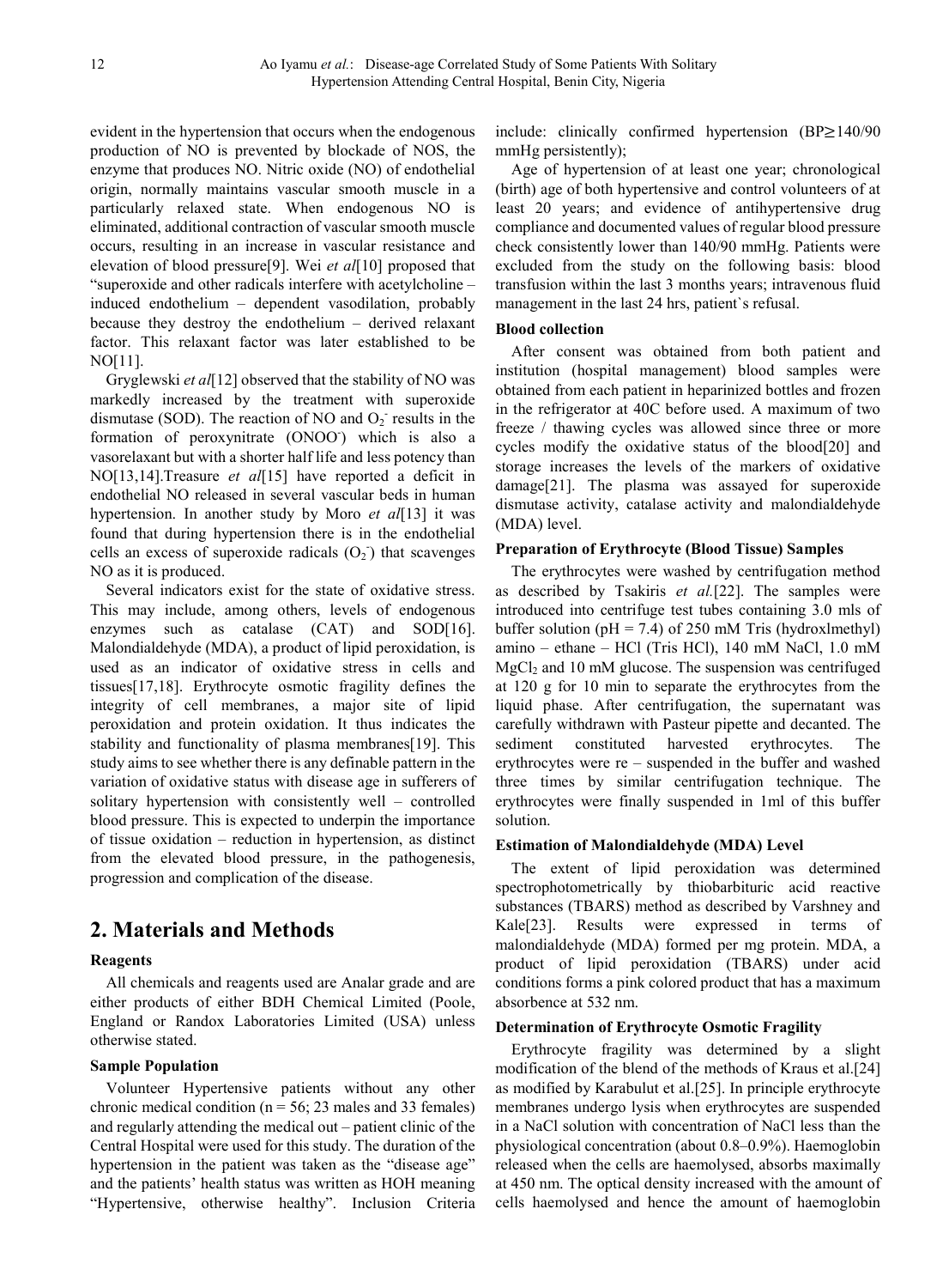evident in the hypertension that occurs when the endogenous production of NO is prevented by blockade of NOS, the enzyme that produces NO. Nitric oxide (NO) of endothelial origin, normally maintains vascular smooth muscle in a particularly relaxed state. When endogenous NO is eliminated, additional contraction of vascular smooth muscle occurs, resulting in an increase in vascular resistance and elevation of blood pressure[9]. Wei *et al*[10] proposed that "superoxide and other radicals interfere with acetylcholine – induced endothelium – dependent vasodilation, probably because they destroy the endothelium – derived relaxant factor. This relaxant factor was later established to be NO[11].

Gryglewski *et al*[12] observed that the stability of NO was markedly increased by the treatment with superoxide dismutase (SOD). The reaction of NO and $O_2^-$ results in the formation of peroxynitrate ($ONOO^-$) which is also a vasorelaxant but with a shorter half life and less potency than NO[13,14].Treasure *et al*[15] have reported a deficit in endothelial NO released in several vascular beds in human hypertension. In another study by Moro *et al*[13] it was found that during hypertension there is in the endothelial cells an excess of superoxide radicals ($O_2^-$) that scavenges NO as it is produced.

Several indicators exist for the state of oxidative stress. This may include, among others, levels of endogenous enzymes such as catalase (CAT) and SOD[16]. Malondialdehyde (MDA), a product of lipid peroxidation, is used as an indicator of oxidative stress in cells and tissues[17,18]. Erythrocyte osmotic fragility defines the integrity of cell membranes, a major site of lipid peroxidation and protein oxidation. It thus indicates the stability and functionality of plasma membranes[19]. This study aims to see whether there is any definable pattern in the variation of oxidative status with disease age in sufferers of solitary hypertension with consistently well – controlled blood pressure. This is expected to underpin the importance of tissue oxidation – reduction in hypertension, as distinct from the elevated blood pressure, in the pathogenesis, progression and complication of the disease.

## 2. Materials and Methods

**Reagents**

All chemicals and reagents used are Analar grade and are either products of either BDH Chemical Limited (Poole, England or Randox Laboratories Limited (USA) unless otherwise stated.

**Sample Population**

Volunteer Hypertensive patients without any other chronic medical condition (n = 56; 23 males and 33 females) and regularly attending the medical out – patient clinic of the Central Hospital were used for this study. The duration of the hypertension in the patient was taken as the "disease age" and the patients' health status was written as HOH meaning "Hypertensive, otherwise healthy". Inclusion Criteria include: clinically confirmed hypertension (BP≥140/90 mmHg persistently);

Age of hypertension of at least one year; chronological (birth) age of both hypertensive and control volunteers of at least 20 years; and evidence of antihypertensive drug compliance and documented values of regular blood pressure check consistently lower than 140/90 mmHg. Patients were excluded from the study on the following basis: blood transfusion within the last 3 months years; intravenous fluid management in the last 24 hrs, patient`s refusal.

**Blood collection**

After consent was obtained from both patient and institution (hospital management) blood samples were obtained from each patient in heparinized bottles and frozen in the refrigerator at 40C before used. A maximum of two freeze / thawing cycles was allowed since three or more cycles modify the oxidative status of the blood[20] and storage increases the levels of the markers of oxidative damage[21]. The plasma was assayed for superoxide dismutase activity, catalase activity and malondialdehyde (MDA) level.

**Preparation of Erythrocyte (Blood Tissue) Samples**

The erythrocytes were washed by centrifugation method as described by Tsakiris *et al.*[22]. The samples were introduced into centrifuge test tubes containing 3.0 mls of buffer solution (pH = 7.4) of 250 mM Tris (hydroxlmethyl) amino – ethane – HCl (Tris HCl), 140 mM NaCl, 1.0 mM $MgCl_2$ and 10 mM glucose. The suspension was centrifuged at 120 g for 10 min to separate the erythrocytes from the liquid phase. After centrifugation, the supernatant was carefully withdrawn with Pasteur pipette and decanted. The sediment constituted harvested erythrocytes. The erythrocytes were re – suspended in the buffer and washed three times by similar centrifugation technique. The erythrocytes were finally suspended in 1ml of this buffer solution.

**Estimation of Malondialdehyde (MDA) Level**

The extent of lipid peroxidation was determined spectrophotometrically by thiobarbituric acid reactive substances (TBARS) method as described by Varshney and Kale[23]. Results were expressed in terms of malondialdehyde (MDA) formed per mg protein. MDA, a product of lipid peroxidation (TBARS) under acid conditions forms a pink colored product that has a maximum absorbence at 532 nm.

**Determination of Erythrocyte Osmotic Fragility**

Erythrocyte fragility was determined by a slight modification of the blend of the methods of Kraus et al.[24] as modified by Karabulut et al.[25]. In principle erythrocyte membranes undergo lysis when erythrocytes are suspended in a NaCl solution with concentration of NaCl less than the physiological concentration (about 0.8–0.9%). Haemoglobin released when the cells are haemolysed, absorbs maximally at 450 nm. The optical density increased with the amount of cells haemolysed and hence the amount of haemoglobin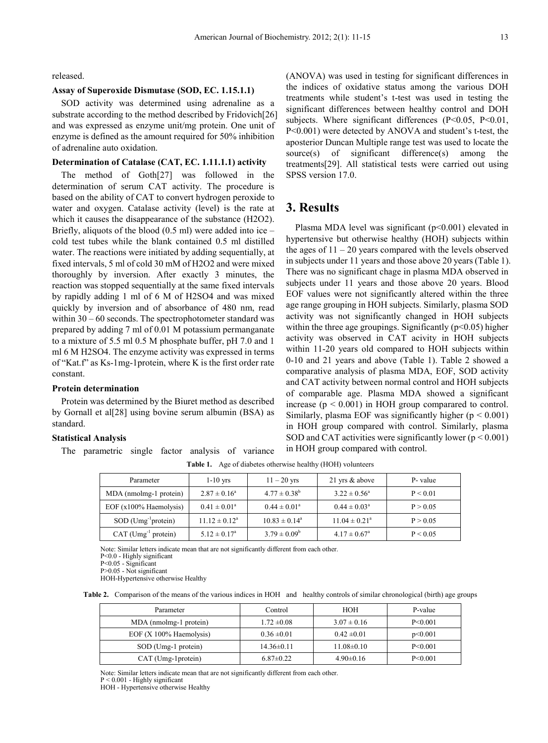released.

### Assay of Superoxide Dismutase (SOD, EC. 1.15.1.1)

SOD activity was determined using adrenaline as a substrate according to the method described by Fridovich[26] and was expressed as enzyme unit/mg protein. One unit of enzyme is defined as the amount required for 50% inhibition of adrenaline auto oxidation.

### Determination of Catalase (CAT, EC. 1.11.1.1) activity

The method of Goth[27] was followed in the determination of serum CAT activity. The procedure is based on the ability of CAT to convert hydrogen peroxide to water and oxygen. Catalase activity (level) is the rate at which it causes the disappearance of the substance ($H_2O_2$). Briefly, aliquots of the blood (0.5 ml) were added into ice – cold test tubes while the blank contained 0.5 ml distilled water. The reactions were initiated by adding sequentially, at fixed intervals, 5 ml of cold 30 mM of $H_2O_2$ and were mixed thoroughly by inversion. After exactly 3 minutes, the reaction was stopped sequentially at the same fixed intervals by rapidly adding 1 ml of 6 M of $H_2SO_4$ and was mixed quickly by inversion and of absorbance of 480 nm, read within 30 – 60 seconds. The spectrophotometer standard was prepared by adding 7 ml of 0.01 M potassium permanganate to a mixture of 5.5 ml 0.5 M phosphate buffer, pH 7.0 and 1 ml 6 M $H_2SO_4$. The enzyme activity was expressed in terms of "Kat.f" as $Ks^{-1}mg^{-1}$protein, where K is the first order rate constant.

### Protein determination

Protein was determined by the Biuret method as described by Gornall et al[28] using bovine serum albumin (BSA) as standard.

### Statistical Analysis

The parametric single factor analysis of variance (ANOVA) was used in testing for significant differences in the indices of oxidative status among the various DOH treatments while student's t-test was used in testing the significant differences between healthy control and DOH subjects. Where significant differences ($P<0.05$, $P<0.01$, $P<0.001$) were detected by ANOVA and student's t-test, the aposterior Duncan Multiple range test was used to locate the source(s) of significant difference(s) among the treatments[29]. All statistical tests were carried out using SPSS version 17.0.

## 3. Results

Plasma MDA level was significant ($p<0.001$) elevated in hypertensive but otherwise healthy (HOH) subjects within the ages of 11 – 20 years compared with the levels observed in subjects under 11 years and those above 20 years (Table 1). There was no significant chage in plasma MDA observed in subjects under 11 years and those above 20 years. Blood EOF values were not significantly altered within the three age range grouping in HOH subjects. Similarly, plasma SOD activity was not significantly changed in HOH subjects within the three age groupings. Significantly ($p<0.05$) higher activity was observed in CAT acivity in HOH subjects within 11-20 years old compared to HOH subjects within 0-10 and 21 years and above (Table 1). Table 2 showed a comparative analysis of plasma MDA, EOF, SOD activity and CAT activity between normal control and HOH subjects of comparable age. Plasma MDA showed a significant increase ($p < 0.001$) in HOH group compararred to control. Similarly, plasma EOF was significantly higher ($p < 0.001$) in HOH group compared with control. Similarly, plasma SOD and CAT activities were significantly lower ($p < 0.001$) in HOH group compared with control.

**Table 1.** Age of diabetes otherwise healthy (HOH) volunteers

| Parameter | 1-10 yrs | 11 – 20 yrs | 21 yrs & above | P- value |
|---|---|---|---|---|
| MDA (nmolmg-1 protein) | $2.87 \pm 0.16^a$ | $4.77 \pm 0.38^b$ | $3.22 \pm 0.56^a$ | $P < 0.01$ |
| EOF (x100% Haemolysis) | $0.41 \pm 0.01^a$ | $0.44 \pm 0.01^a$ | $0.44 \pm 0.03^a$ | $P > 0.05$ |
| SOD ($Umg^{-1}$protein) | $11.12 \pm 0.12^a$ | $10.83 \pm 0.14^a$ | $11.04 \pm 0.21^a$ | $P > 0.05$ |
| CAT ($Umg^{-1}$ protein) | $5.12 \pm 0.17^a$ | $3.79 \pm 0.09^b$ | $4.17 \pm 0.67^a$ | $P < 0.05$ |

Note: Similar letters indicate mean that are not significantly different from each other.
P<0.0 - Highly significant
P<0.05 - Significant
P>0.05 - Not significant
HOH-Hypertensive otherwise Healthy

**Table 2.** Comparison of the means of the various indices in HOH and healthy controls of similar chronological (birth) age groups

| Parameter | Control | HOH | P-value |
|---|---|---|---|
| MDA (nmolmg-1 protein) | $1.72 \pm 0.08$ | $3.07 \pm 0.16$ | $P<0.001$ |
| EOF (X 100% Haemolysis) | $0.36 \pm 0.01$ | $0.42 \pm 0.01$ | $p<0.001$ |
| SOD (Umg-1 protein) | $14.36 \pm 0.11$ | $11.08 \pm 0.10$ | $P<0.001$ |
| CAT (Umg-1protein) | $6.87 \pm 0.22$ | $4.90 \pm 0.16$ | $P<0.001$ |

Note: Similar letters indicate mean that are not significantly different from each other.
P < 0.001 - Highly significant
HOH - Hypertensive otherwise Healthy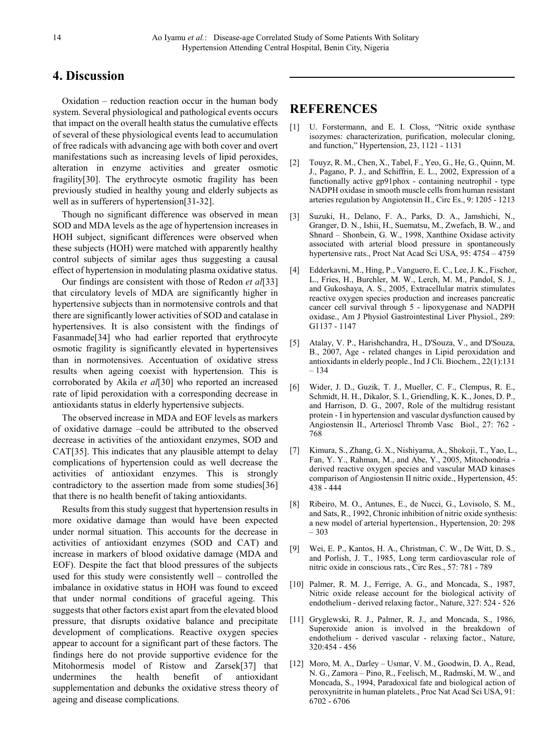## 4. Discussion

Oxidation – reduction reaction occur in the human body system. Several physiological and pathological events occurs that impact on the overall health status the cumulative effects of several of these physiological events lead to accumulation of free radicals with advancing age with both cover and overt manifestations such as increasing levels of lipid peroxides, alteration in enzyme activities and greater osmotic fragility[30]. The erythrocyte osmotic fragility has been previously studied in healthy young and elderly subjects as well as in sufferers of hypertension[31-32].

Though no significant difference was observed in mean SOD and MDA levels as the age of hypertension increases in HOH subject, significant differences were observed when these subjects (HOH) were matched with apparently healthy control subjects of similar ages thus suggesting a causal effect of hypertension in modulating plasma oxidative status.

Our findings are consistent with those of Redon *et al*[33] that circulatory levels of MDA are significantly higher in hypertensive subjects than in normotensive controls and that there are significantly lower activities of SOD and catalase in hypertensives. It is also consistent with the findings of Fasanmade[34] who had earlier reported that erythrocyte osmotic fragility is significantly elevated in hypertensives than in normotensives. Accentuation of oxidative stress results when ageing coexist with hypertension. This is corroborated by Akila *et al*[30] who reported an increased rate of lipid peroxidation with a corresponding decrease in antioxidants status in elderly hypertensive subjects.

The observed increase in MDA and EOF levels as markers of oxidative damage –could be attributed to the observed decrease in activities of the antioxidant enzymes, SOD and CAT[35]. This indicates that any plausible attempt to delay complications of hypertension could as well decrease the activities of antioxidant enzymes. This is strongly contradictory to the assertion made from some studies[36] that there is no health benefit of taking antioxidants.

Results from this study suggest that hypertension results in more oxidative damage than would have been expected under normal situation. This accounts for the decrease in activities of antioxidant enzymes (SOD and CAT) and increase in markers of blood oxidative damage (MDA and EOF). Despite the fact that blood pressures of the subjects used for this study were consistently well – controlled the imbalance in oxidative status in HOH was found to exceed that under normal conditions of graceful ageing. This suggests that other factors exist apart from the elevated blood pressure, that disrupts oxidative balance and precipitate development of complications. Reactive oxygen species appear to account for a significant part of these factors. The findings here do not provide supportive evidence for the Mitohormesis model of Ristow and Zarsek[37] that undermines the health benefit of antioxidant supplementation and debunks the oxidative stress theory of ageing and disease complications.

## REFERENCES

[1] U. Forstermann, and E. I. Closs, "Nitric oxide synthase isozymes: characterization, purification, molecular cloning, and function," Hypertension, 23, 1121 - 1131

[2] Touyz, R. M., Chen, X., Tabel, F., Yeo, G., He, G., Quinn, M. J., Pagano, P. J., and Schiffrin, E. L., 2002, Expression of a functionally active gp91phox - containing neutrophil - type NADPH oxidase in smooth muscle cells from human resistant arteries regulation by Angiotensin II., Circ Es., 9: 1205 - 1213

[3] Suzuki, H., Delano, F. A., Parks, D. A., Jamshichi, N., Granger, D. N., Ishii, H., Suematsu, M., Zwefach, B. W., and Shnard – Shonbein, G. W., 1998, Xanthine Oxidase activity associated with arterial blood pressure in spontaneously hypertensive rats., Proct Nat Acad Sci USA, 95: 4754 – 4759

[4] Edderkavni, M., Hing, P., Vanguero, E. C., Lee, J. K., Fischor, L., Fries, H., Burchler, M. W., Lerch, M. M., Pandol, S. J., and Gukoshaya, A. S., 2005, Extracellular matrix stimulates reactive oxygen species production and increases pancreatic cancer cell survival through 5 - lipoxygenase and NADPH oxidase., Am J Physiol Gastrointestinal Liver Physiol., 289: G1137 - 1147

[5] Atalay, V. P., Harishchandra, H., D'Souza, V., and D'Souza, B., 2007, Age - related changes in Lipid peroxidation and antioxidants in elderly people., Ind J Cli. Biochem., 22(1):131 – 134

[6] Wider, J. D., Guzik, T. J., Mueller, C. F., Clempus, R. E., Schmidt, H. H., Dikalor, S. I., Griendling, K. K., Jones, D. P., and Harrison, D. G., 2007, Role of the multidrug resistant protein - I in hypertension and vascular dysfunction caused by Angiostensin II., Arterioscl Thromb Vasc Biol., 27: 762 - 768

[7] Kimura, S., Zhang, G. X., Nishiyama, A., Shokoji, T., Yao, L., Fan, Y. Y., Rahman, M., and Abe, Y., 2005, Mitochondria - derived reactive oxygen species and vascular MAD kinases comparison of Angiostensin II nitric oxide., Hypertension, 45: 438 - 444

[8] Ribeiro, M. O., Antunes, E., de Nucci, G., Lovisolo, S. M., and Sats, R., 1992, Chronic inhibition of nitric oxide synthesis: a new model of arterial hypertension., Hypertension, 20: 298 – 303

[9] Wei, E. P., Kantos, H. A., Christman, C. W., De Witt, D. S., and Porlish, J. T., 1985, Long term cardiovascular role of nitric oxide in conscious rats., Circ Res., 57: 781 - 789

[10] Palmer, R. M. J., Ferrige, A. G., and Moncada, S., 1987, Nitric oxide release account for the biological activity of endothelium - derived relaxing factor., Nature, 327: 524 - 526

[11] Gryglewski, R. J., Palmer, R. J., and Moncada, S., 1986, Superoxide anion is involved in the breakdown of endothelium - derived vascular - relaxing factor., Nature, 320:454 - 456

[12] Moro, M. A., Darley – Usmar, V. M., Goodwin, D. A., Read, N. G., Zamora – Pino, R., Feelisch, M., Radmski, M. W., and Moncada, S., 1994, Paradoxical fate and biological action of peroxynitrite in human platelets., Proc Nat Acad Sci USA, 91: 6702 - 6706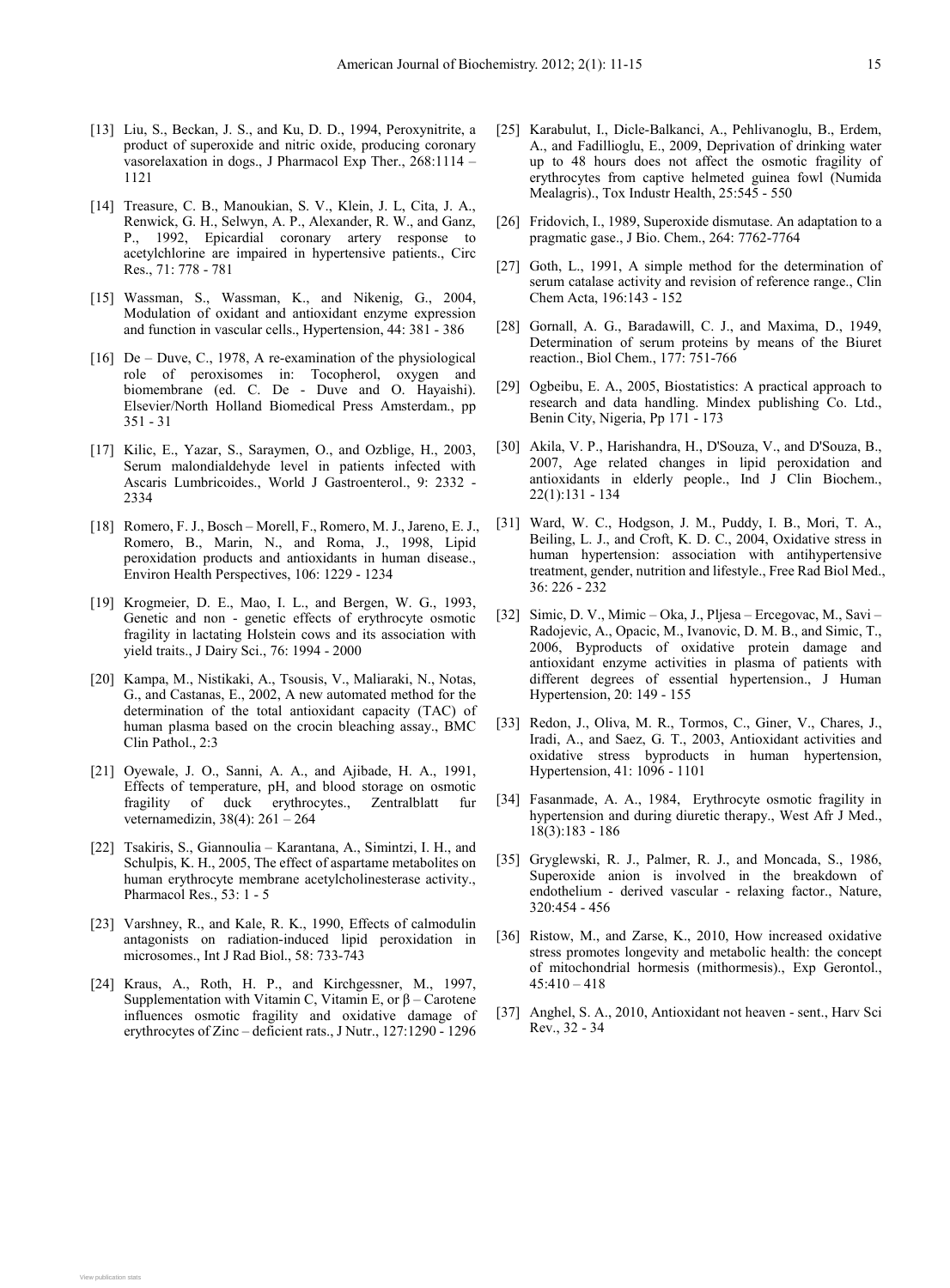[13] Liu, S., Beckan, J. S., and Ku, D. D., 1994, Peroxynitrite, a product of superoxide and nitric oxide, producing coronary vasorelaxation in dogs., J Pharmacol Exp Ther., 268:1114 – 1121

[14] Treasure, C. B., Manoukian, S. V., Klein, J. L, Cita, J. A., Renwick, G. H., Selwyn, A. P., Alexander, R. W., and Ganz, P., 1992, Epicardial coronary artery response to acetylchlorine are impaired in hypertensive patients., Circ Res., 71: 778 - 781

[15] Wassman, S., Wassman, K., and Nikenig, G., 2004, Modulation of oxidant and antioxidant enzyme expression and function in vascular cells., Hypertension, 44: 381 - 386

[16] De – Duve, C., 1978, A re-examination of the physiological role of peroxisomes in: Tocopherol, oxygen and biomembrane (ed. C. De - Duve and O. Hayaishi). Elsevier/North Holland Biomedical Press Amsterdam., pp 351 - 31

[17] Kilic, E., Yazar, S., Saraymen, O., and Ozblige, H., 2003, Serum malondialdehyde level in patients infected with Ascaris Lumbricoides., World J Gastroenterol., 9: 2332 - 2334

[18] Romero, F. J., Bosch – Morell, F., Romero, M. J., Jareno, E. J., Romero, B., Marin, N., and Roma, J., 1998, Lipid peroxidation products and antioxidants in human disease., Environ Health Perspectives, 106: 1229 - 1234

[19] Krogmeier, D. E., Mao, I. L., and Bergen, W. G., 1993, Genetic and non - genetic effects of erythrocyte osmotic fragility in lactating Holstein cows and its association with yield traits., J Dairy Sci., 76: 1994 - 2000

[20] Kampa, M., Nistikaki, A., Tsousis, V., Maliaraki, N., Notas, G., and Castanas, E., 2002, A new automated method for the determination of the total antioxidant capacity (TAC) of human plasma based on the crocin bleaching assay., BMC Clin Pathol., 2:3

[21] Oyewale, J. O., Sanni, A. A., and Ajibade, H. A., 1991, Effects of temperature, pH, and blood storage on osmotic fragility of duck erythrocytes., Zentralblatt fur veternamedizin, 38(4): 261 – 264

[22] Tsakiris, S., Giannoulia – Karantana, A., Simintzi, I. H., and Schulpis, K. H., 2005, The effect of aspartame metabolites on human erythrocyte membrane acetylcholinesterase activity., Pharmacol Res., 53: 1 - 5

[23] Varshney, R., and Kale, R. K., 1990, Effects of calmodulin antagonists on radiation-induced lipid peroxidation in microsomes., Int J Rad Biol., 58: 733-743

[24] Kraus, A., Roth, H. P., and Kirchgessner, M., 1997, Supplementation with Vitamin C, Vitamin E, or β – Carotene influences osmotic fragility and oxidative damage of erythrocytes of Zinc – deficient rats., J Nutr., 127:1290 - 1296

[25] Karabulut, I., Dicle-Balkanci, A., Pehlivanoglu, B., Erdem, A., and Fadillioglu, E., 2009, Deprivation of drinking water up to 48 hours does not affect the osmotic fragility of erythrocytes from captive helmeted guinea fowl (Numida Mealagris)., Tox Industr Health, 25:545 - 550

[26] Fridovich, I., 1989, Superoxide dismutase. An adaptation to a pragmatic gase., J Bio. Chem., 264: 7762-7764

[27] Goth, L., 1991, A simple method for the determination of serum catalase activity and revision of reference range., Clin Chem Acta, 196:143 - 152

[28] Gornall, A. G., Baradawill, C. J., and Maxima, D., 1949, Determination of serum proteins by means of the Biuret reaction., Biol Chem., 177: 751-766

[29] Ogbeibu, E. A., 2005, Biostatistics: A practical approach to research and data handling. Mindex publishing Co. Ltd., Benin City, Nigeria, Pp 171 - 173

[30] Akila, V. P., Harishandra, H., D'Souza, V., and D'Souza, B., 2007, Age related changes in lipid peroxidation and antioxidants in elderly people., Ind J Clin Biochem., 22(1):131 - 134

[31] Ward, W. C., Hodgson, J. M., Puddy, I. B., Mori, T. A., Beiling, L. J., and Croft, K. D. C., 2004, Oxidative stress in human hypertension: association with antihypertensive treatment, gender, nutrition and lifestyle., Free Rad Biol Med., 36: 226 - 232

[32] Simic, D. V., Mimic – Oka, J., Pljesa – Ercegovac, M., Savi – Radojevic, A., Opacic, M., Ivanovic, D. M. B., and Simic, T., 2006, Byproducts of oxidative protein damage and antioxidant enzyme activities in plasma of patients with different degrees of essential hypertension., J Human Hypertension, 20: 149 - 155

[33] Redon, J., Oliva, M. R., Tormos, C., Giner, V., Chares, J., Iradi, A., and Saez, G. T., 2003, Antioxidant activities and oxidative stress byproducts in human hypertension, Hypertension, 41: 1096 - 1101

[34] Fasanmade, A. A., 1984, Erythrocyte osmotic fragility in hypertension and during diuretic therapy., West Afr J Med., 18(3):183 - 186

[35] Gryglewski, R. J., Palmer, R. J., and Moncada, S., 1986, Superoxide anion is involved in the breakdown of endothelium - derived vascular - relaxing factor., Nature, 320:454 - 456

[36] Ristow, M., and Zarse, K., 2010, How increased oxidative stress promotes longevity and metabolic health: the concept of mitochondrial hormesis (mithormesis)., Exp Gerontol., 45:410 – 418

[37] Anghel, S. A., 2010, Antioxidant not heaven - sent., Harv Sci Rev., 32 - 34